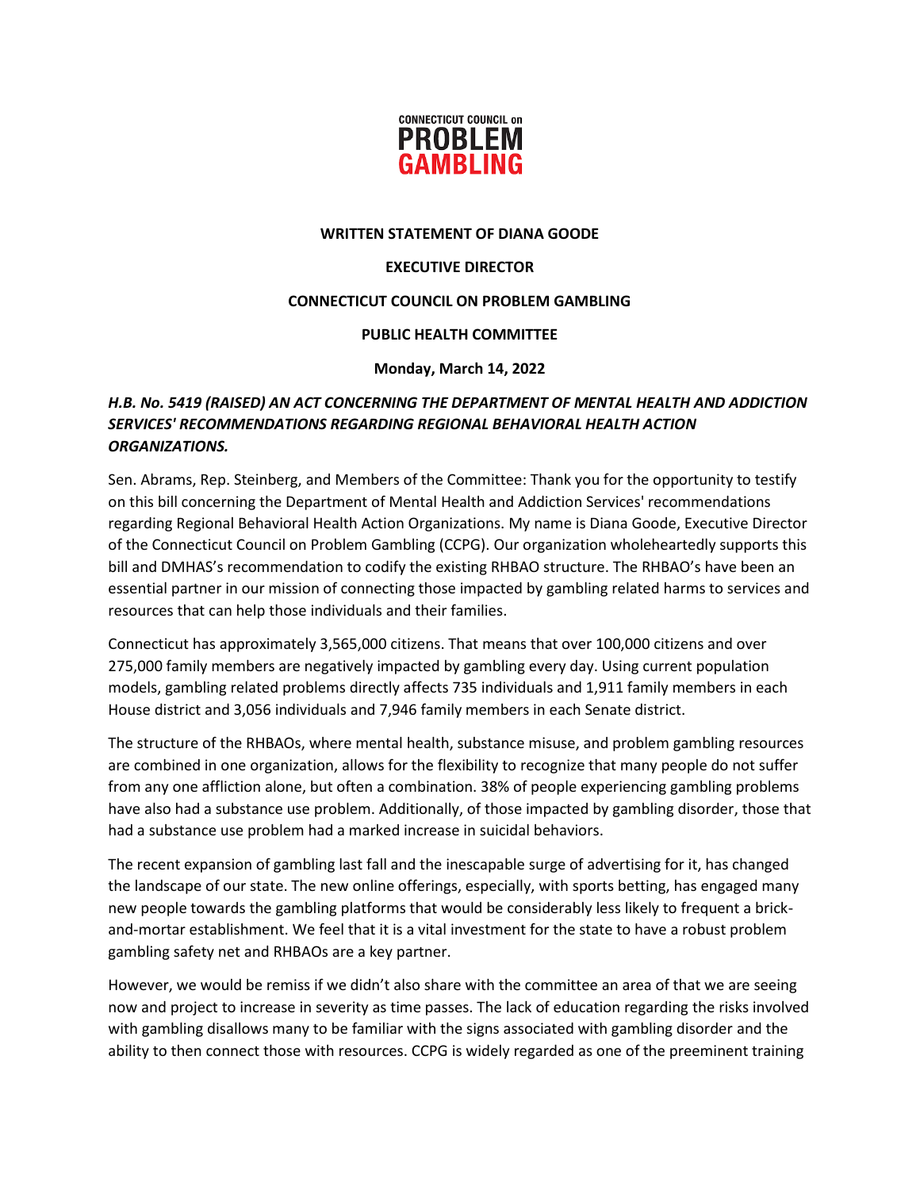CONNECTICUT COUNCIL on
**PROBLEM**
**GAMBLING**

**WRITTEN STATEMENT OF DIANA GOODE**

**EXECUTIVE DIRECTOR**

**CONNECTICUT COUNCIL ON PROBLEM GAMBLING**

**PUBLIC HEALTH COMMITTEE**

**Monday, March 14, 2022**

***H.B. No. 5419 (RAISED) AN ACT CONCERNING THE DEPARTMENT OF MENTAL HEALTH AND ADDICTION SERVICES' RECOMMENDATIONS REGARDING REGIONAL BEHAVIORAL HEALTH ACTION ORGANIZATIONS.***

Sen. Abrams, Rep. Steinberg, and Members of the Committee: Thank you for the opportunity to testify on this bill concerning the Department of Mental Health and Addiction Services' recommendations regarding Regional Behavioral Health Action Organizations. My name is Diana Goode, Executive Director of the Connecticut Council on Problem Gambling (CCPG). Our organization wholeheartedly supports this bill and DMHAS's recommendation to codify the existing RHBAO structure. The RHBAO's have been an essential partner in our mission of connecting those impacted by gambling related harms to services and resources that can help those individuals and their families.

Connecticut has approximately 3,565,000 citizens. That means that over 100,000 citizens and over 275,000 family members are negatively impacted by gambling every day. Using current population models, gambling related problems directly affects 735 individuals and 1,911 family members in each House district and 3,056 individuals and 7,946 family members in each Senate district.

The structure of the RHBAOs, where mental health, substance misuse, and problem gambling resources are combined in one organization, allows for the flexibility to recognize that many people do not suffer from any one affliction alone, but often a combination. 38% of people experiencing gambling problems have also had a substance use problem. Additionally, of those impacted by gambling disorder, those that had a substance use problem had a marked increase in suicidal behaviors.

The recent expansion of gambling last fall and the inescapable surge of advertising for it, has changed the landscape of our state. The new online offerings, especially, with sports betting, has engaged many new people towards the gambling platforms that would be considerably less likely to frequent a brick-and-mortar establishment. We feel that it is a vital investment for the state to have a robust problem gambling safety net and RHBAOs are a key partner.

However, we would be remiss if we didn't also share with the committee an area of that we are seeing now and project to increase in severity as time passes. The lack of education regarding the risks involved with gambling disallows many to be familiar with the signs associated with gambling disorder and the ability to then connect those with resources. CCPG is widely regarded as one of the preeminent training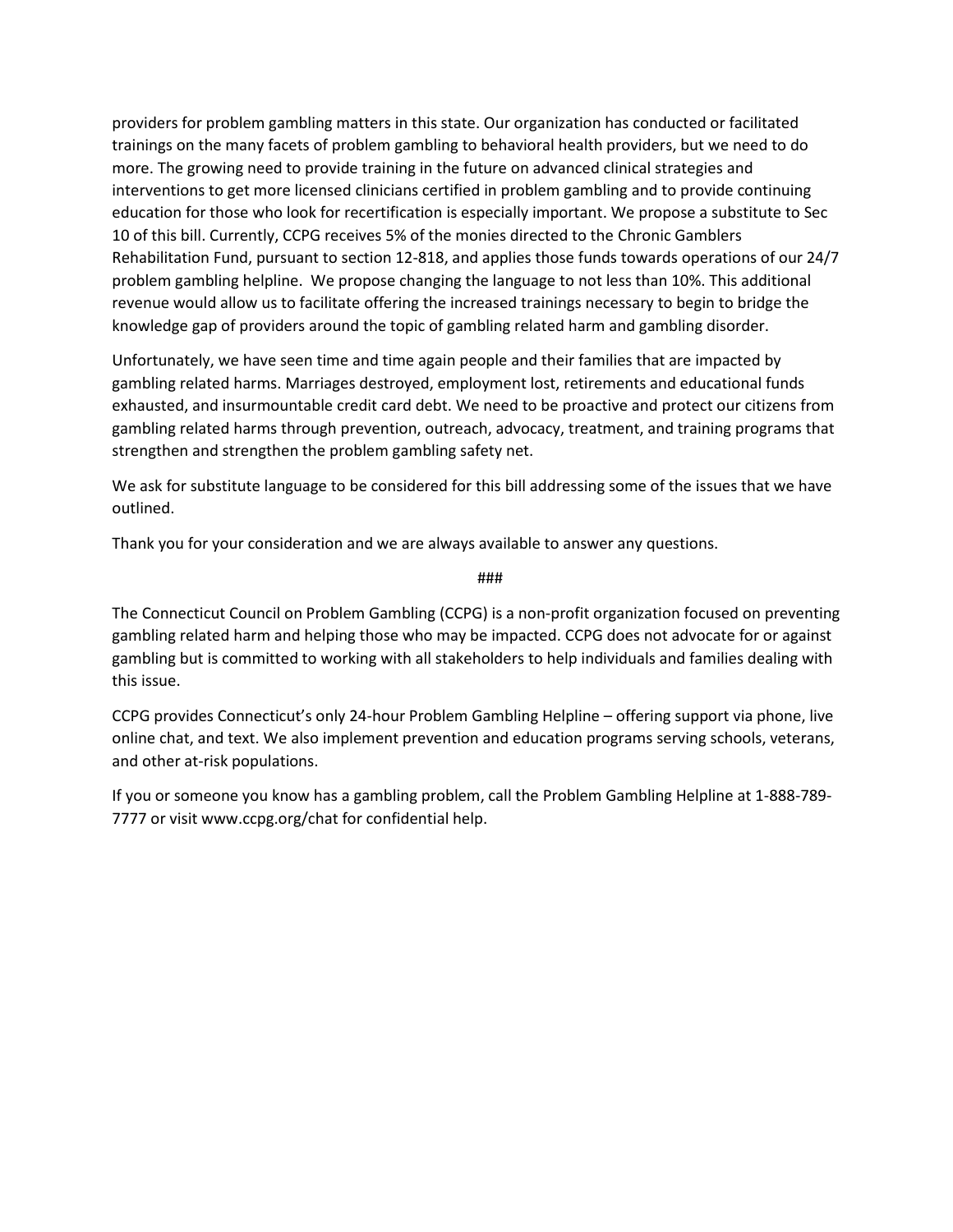providers for problem gambling matters in this state. Our organization has conducted or facilitated trainings on the many facets of problem gambling to behavioral health providers, but we need to do more. The growing need to provide training in the future on advanced clinical strategies and interventions to get more licensed clinicians certified in problem gambling and to provide continuing education for those who look for recertification is especially important. We propose a substitute to Sec 10 of this bill. Currently, CCPG receives 5% of the monies directed to the Chronic Gamblers Rehabilitation Fund, pursuant to section 12-818, and applies those funds towards operations of our 24/7 problem gambling helpline. We propose changing the language to not less than 10%. This additional revenue would allow us to facilitate offering the increased trainings necessary to begin to bridge the knowledge gap of providers around the topic of gambling related harm and gambling disorder.

Unfortunately, we have seen time and time again people and their families that are impacted by gambling related harms. Marriages destroyed, employment lost, retirements and educational funds exhausted, and insurmountable credit card debt. We need to be proactive and protect our citizens from gambling related harms through prevention, outreach, advocacy, treatment, and training programs that strengthen and strengthen the problem gambling safety net.

We ask for substitute language to be considered for this bill addressing some of the issues that we have outlined.

Thank you for your consideration and we are always available to answer any questions.

###

The Connecticut Council on Problem Gambling (CCPG) is a non-profit organization focused on preventing gambling related harm and helping those who may be impacted. CCPG does not advocate for or against gambling but is committed to working with all stakeholders to help individuals and families dealing with this issue.

CCPG provides Connecticut's only 24-hour Problem Gambling Helpline – offering support via phone, live online chat, and text. We also implement prevention and education programs serving schools, veterans, and other at-risk populations.

If you or someone you know has a gambling problem, call the Problem Gambling Helpline at 1-888-789-7777 or visit www.ccpg.org/chat for confidential help.